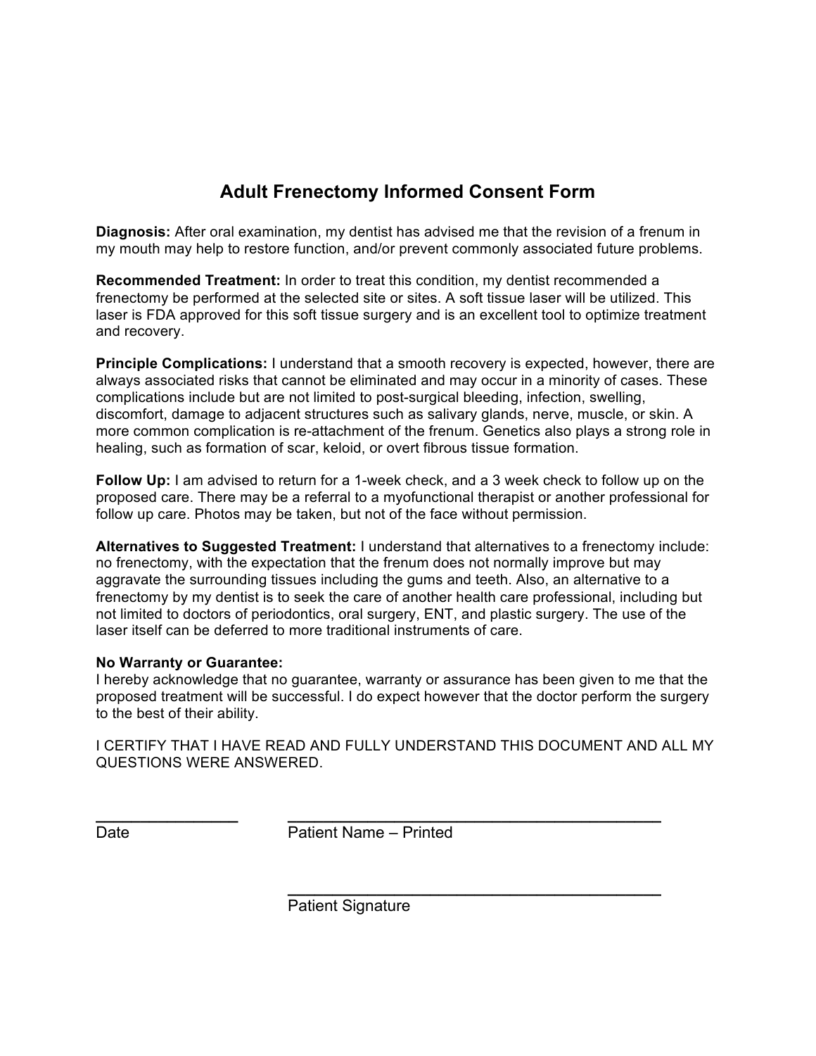# Adult Frenectomy Informed Consent Form

**Diagnosis:** After oral examination, my dentist has advised me that the revision of a frenum in my mouth may help to restore function, and/or prevent commonly associated future problems.

**Recommended Treatment:** In order to treat this condition, my dentist recommended a frenectomy be performed at the selected site or sites. A soft tissue laser will be utilized. This laser is FDA approved for this soft tissue surgery and is an excellent tool to optimize treatment and recovery.

**Principle Complications:** I understand that a smooth recovery is expected, however, there are always associated risks that cannot be eliminated and may occur in a minority of cases. These complications include but are not limited to post-surgical bleeding, infection, swelling, discomfort, damage to adjacent structures such as salivary glands, nerve, muscle, or skin. A more common complication is re-attachment of the frenum. Genetics also plays a strong role in healing, such as formation of scar, keloid, or overt fibrous tissue formation.

**Follow Up:** I am advised to return for a 1-week check, and a 3 week check to follow up on the proposed care. There may be a referral to a myofunctional therapist or another professional for follow up care. Photos may be taken, but not of the face without permission.

**Alternatives to Suggested Treatment:** I understand that alternatives to a frenectomy include: no frenectomy, with the expectation that the frenum does not normally improve but may aggravate the surrounding tissues including the gums and teeth. Also, an alternative to a frenectomy by my dentist is to seek the care of another health care professional, including but not limited to doctors of periodontics, oral surgery, ENT, and plastic surgery. The use of the laser itself can be deferred to more traditional instruments of care.

**No Warranty or Guarantee:**
I hereby acknowledge that no guarantee, warranty or assurance has been given to me that the proposed treatment will be successful. I do expect however that the doctor perform the surgery to the best of their ability.

I CERTIFY THAT I HAVE READ AND FULLY UNDERSTAND THIS DOCUMENT AND ALL MY QUESTIONS WERE ANSWERED.

_______________ &nbsp;&nbsp;&nbsp;&nbsp; ________________________________________
Date &nbsp;&nbsp;&nbsp;&nbsp; Patient Name – Printed

________________________________________
Patient Signature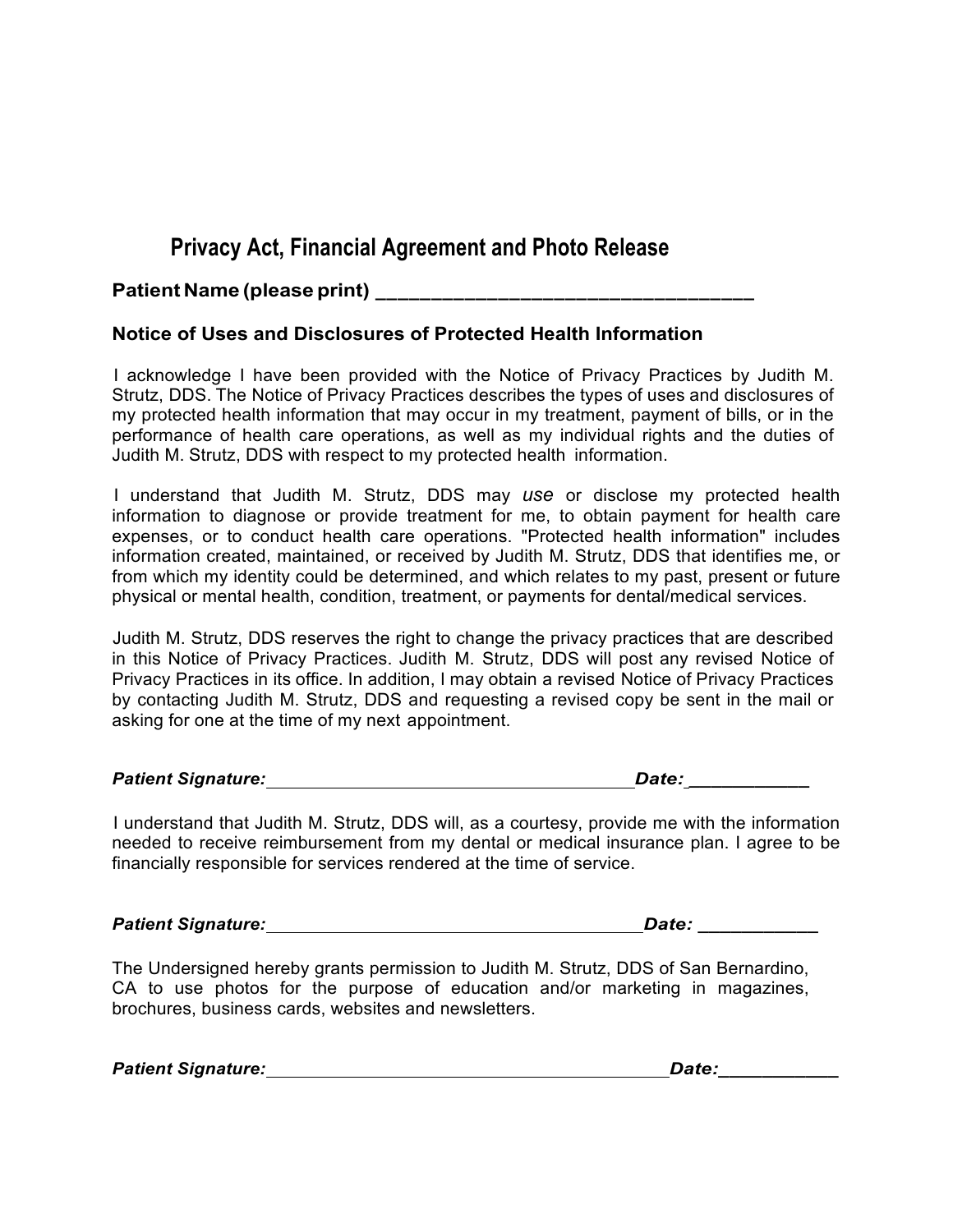# Privacy Act, Financial Agreement and Photo Release

**Patient Name (please print) \_\_\_\_\_\_\_\_\_\_\_\_\_\_\_\_\_\_\_\_\_\_\_\_\_\_\_\_\_\_\_\_\_\_\_**

## Notice of Uses and Disclosures of Protected Health Information

I acknowledge I have been provided with the Notice of Privacy Practices by Judith M. Strutz, DDS. The Notice of Privacy Practices describes the types of uses and disclosures of my protected health information that may occur in my treatment, payment of bills, or in the performance of health care operations, as well as my individual rights and the duties of Judith M. Strutz, DDS with respect to my protected health information.

I understand that Judith M. Strutz, DDS may *use* or disclose my protected health information to diagnose or provide treatment for me, to obtain payment for health care expenses, or to conduct health care operations. "Protected health information" includes information created, maintained, or received by Judith M. Strutz, DDS that identifies me, or from which my identity could be determined, and which relates to my past, present or future physical or mental health, condition, treatment, or payments for dental/medical services.

Judith M. Strutz, DDS reserves the right to change the privacy practices that are described in this Notice of Privacy Practices. Judith M. Strutz, DDS will post any revised Notice of Privacy Practices in its office. In addition, I may obtain a revised Notice of Privacy Practices by contacting Judith M. Strutz, DDS and requesting a revised copy be sent in the mail or asking for one at the time of my next appointment.

***Patient Signature:*** \_\_\_\_\_\_\_\_\_\_\_\_\_\_\_\_\_\_\_\_\_\_\_\_\_\_\_\_\_\_\_\_\_\_\_\_\_\_ ***Date:*** \_\_\_\_\_\_\_\_\_\_\_\_

I understand that Judith M. Strutz, DDS will, as a courtesy, provide me with the information needed to receive reimbursement from my dental or medical insurance plan. I agree to be financially responsible for services rendered at the time of service.

***Patient Signature:*** \_\_\_\_\_\_\_\_\_\_\_\_\_\_\_\_\_\_\_\_\_\_\_\_\_\_\_\_\_\_\_\_\_\_\_\_\_\_ ***Date:*** \_\_\_\_\_\_\_\_\_\_\_\_

The Undersigned hereby grants permission to Judith M. Strutz, DDS of San Bernardino, CA to use photos for the purpose of education and/or marketing in magazines, brochures, business cards, websites and newsletters.

***Patient Signature:*** \_\_\_\_\_\_\_\_\_\_\_\_\_\_\_\_\_\_\_\_\_\_\_\_\_\_\_\_\_\_\_\_\_\_\_\_\_\_ ***Date:*** \_\_\_\_\_\_\_\_\_\_\_\_